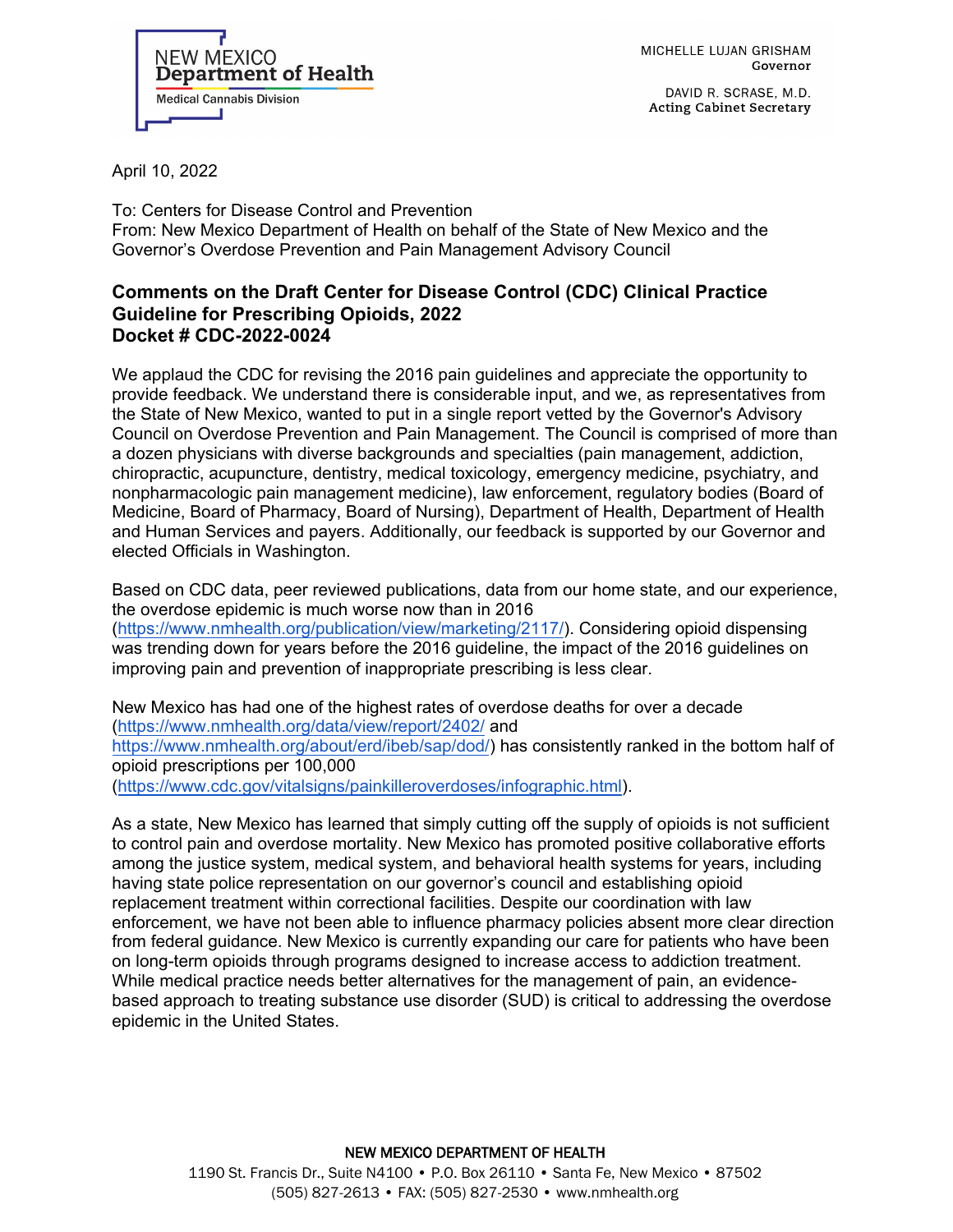NEW MEXICO
Department of Health
Medical Cannabis Division

MICHELLE LUJAN GRISHAM
Governor

DAVID R. SCRASE, M.D.
Acting Cabinet Secretary

April 10, 2022

To: Centers for Disease Control and Prevention
From: New Mexico Department of Health on behalf of the State of New Mexico and the Governor's Overdose Prevention and Pain Management Advisory Council

**Comments on the Draft Center for Disease Control (CDC) Clinical Practice Guideline for Prescribing Opioids, 2022**
**Docket # CDC-2022-0024**

We applaud the CDC for revising the 2016 pain guidelines and appreciate the opportunity to provide feedback. We understand there is considerable input, and we, as representatives from the State of New Mexico, wanted to put in a single report vetted by the Governor's Advisory Council on Overdose Prevention and Pain Management. The Council is comprised of more than a dozen physicians with diverse backgrounds and specialties (pain management, addiction, chiropractic, acupuncture, dentistry, medical toxicology, emergency medicine, psychiatry, and nonpharmacologic pain management medicine), law enforcement, regulatory bodies (Board of Medicine, Board of Pharmacy, Board of Nursing), Department of Health, Department of Health and Human Services and payers. Additionally, our feedback is supported by our Governor and elected Officials in Washington.

Based on CDC data, peer reviewed publications, data from our home state, and our experience, the overdose epidemic is much worse now than in 2016 (https://www.nmhealth.org/publication/view/marketing/2117/). Considering opioid dispensing was trending down for years before the 2016 guideline, the impact of the 2016 guidelines on improving pain and prevention of inappropriate prescribing is less clear.

New Mexico has had one of the highest rates of overdose deaths for over a decade (https://www.nmhealth.org/data/view/report/2402/ and https://www.nmhealth.org/about/erd/ibeb/sap/dod/) has consistently ranked in the bottom half of opioid prescriptions per 100,000 (https://www.cdc.gov/vitalsigns/painkilleroverdoses/infographic.html).

As a state, New Mexico has learned that simply cutting off the supply of opioids is not sufficient to control pain and overdose mortality. New Mexico has promoted positive collaborative efforts among the justice system, medical system, and behavioral health systems for years, including having state police representation on our governor's council and establishing opioid replacement treatment within correctional facilities. Despite our coordination with law enforcement, we have not been able to influence pharmacy policies absent more clear direction from federal guidance. New Mexico is currently expanding our care for patients who have been on long-term opioids through programs designed to increase access to addiction treatment. While medical practice needs better alternatives for the management of pain, an evidence-based approach to treating substance use disorder (SUD) is critical to addressing the overdose epidemic in the United States.

NEW MEXICO DEPARTMENT OF HEALTH
1190 St. Francis Dr., Suite N4100 • P.O. Box 26110 • Santa Fe, New Mexico • 87502
(505) 827-2613 • FAX: (505) 827-2530 • www.nmhealth.org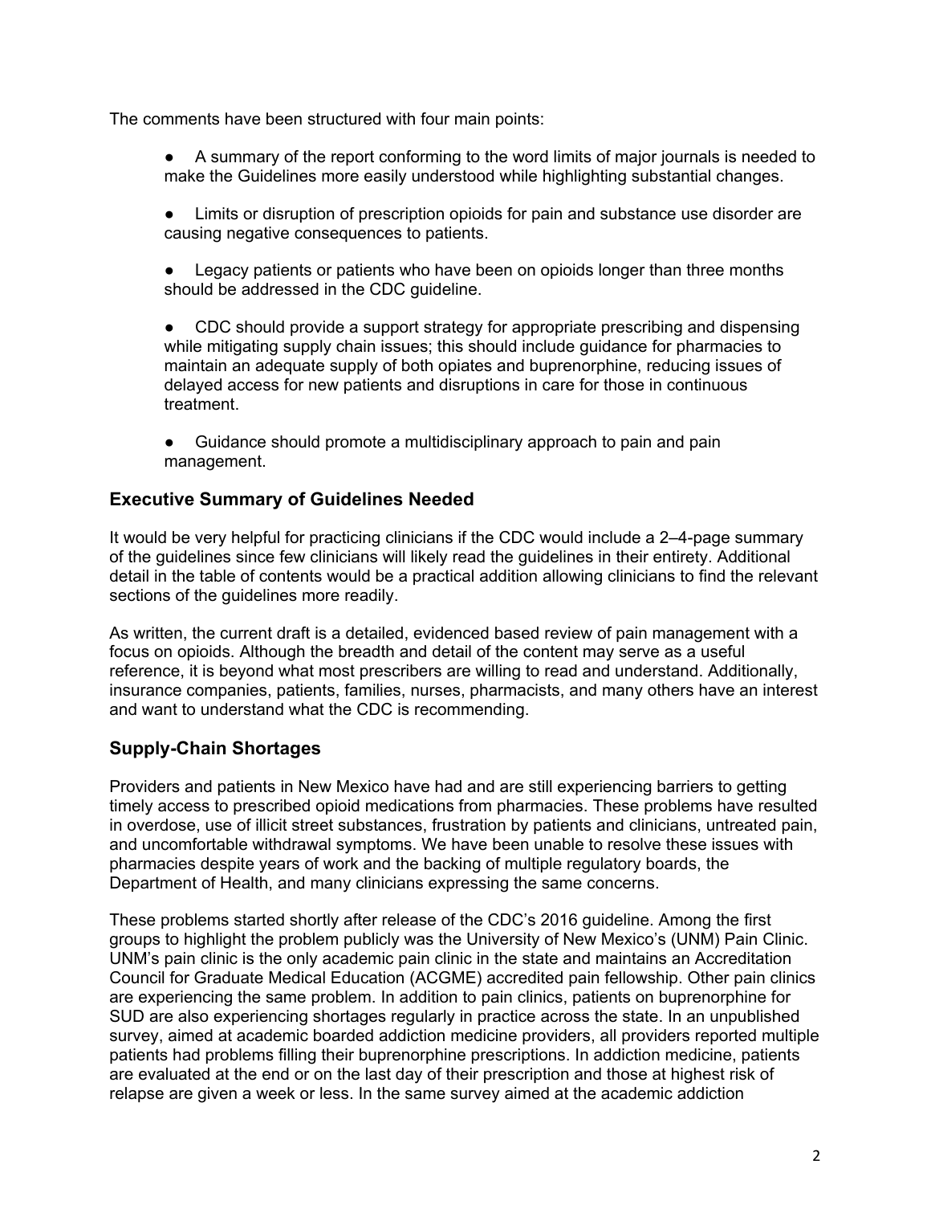The comments have been structured with four main points:

- A summary of the report conforming to the word limits of major journals is needed to make the Guidelines more easily understood while highlighting substantial changes.

- Limits or disruption of prescription opioids for pain and substance use disorder are causing negative consequences to patients.

- Legacy patients or patients who have been on opioids longer than three months should be addressed in the CDC guideline.

- CDC should provide a support strategy for appropriate prescribing and dispensing while mitigating supply chain issues; this should include guidance for pharmacies to maintain an adequate supply of both opiates and buprenorphine, reducing issues of delayed access for new patients and disruptions in care for those in continuous treatment.

- Guidance should promote a multidisciplinary approach to pain and pain management.

## Executive Summary of Guidelines Needed

It would be very helpful for practicing clinicians if the CDC would include a 2–4-page summary of the guidelines since few clinicians will likely read the guidelines in their entirety. Additional detail in the table of contents would be a practical addition allowing clinicians to find the relevant sections of the guidelines more readily.

As written, the current draft is a detailed, evidenced based review of pain management with a focus on opioids. Although the breadth and detail of the content may serve as a useful reference, it is beyond what most prescribers are willing to read and understand. Additionally, insurance companies, patients, families, nurses, pharmacists, and many others have an interest and want to understand what the CDC is recommending.

## Supply-Chain Shortages

Providers and patients in New Mexico have had and are still experiencing barriers to getting timely access to prescribed opioid medications from pharmacies. These problems have resulted in overdose, use of illicit street substances, frustration by patients and clinicians, untreated pain, and uncomfortable withdrawal symptoms. We have been unable to resolve these issues with pharmacies despite years of work and the backing of multiple regulatory boards, the Department of Health, and many clinicians expressing the same concerns.

These problems started shortly after release of the CDC's 2016 guideline. Among the first groups to highlight the problem publicly was the University of New Mexico's (UNM) Pain Clinic. UNM's pain clinic is the only academic pain clinic in the state and maintains an Accreditation Council for Graduate Medical Education (ACGME) accredited pain fellowship. Other pain clinics are experiencing the same problem. In addition to pain clinics, patients on buprenorphine for SUD are also experiencing shortages regularly in practice across the state. In an unpublished survey, aimed at academic boarded addiction medicine providers, all providers reported multiple patients had problems filling their buprenorphine prescriptions. In addiction medicine, patients are evaluated at the end or on the last day of their prescription and those at highest risk of relapse are given a week or less. In the same survey aimed at the academic addiction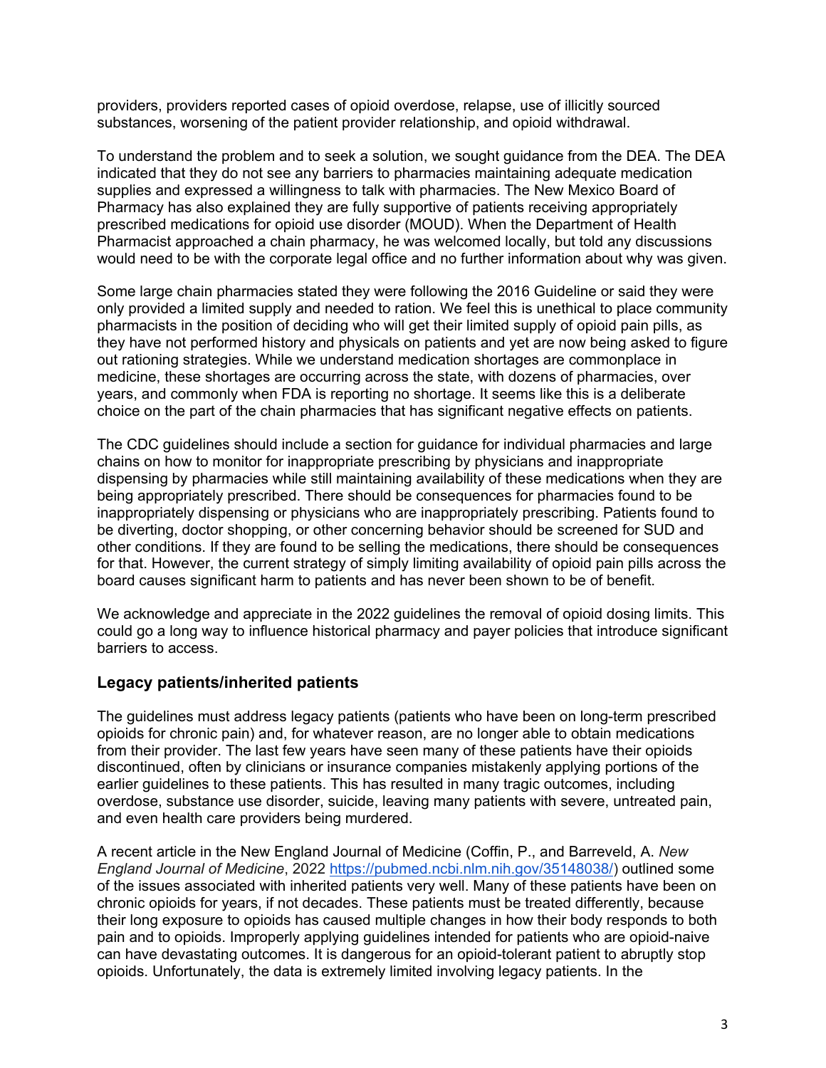providers, providers reported cases of opioid overdose, relapse, use of illicitly sourced substances, worsening of the patient provider relationship, and opioid withdrawal.

To understand the problem and to seek a solution, we sought guidance from the DEA. The DEA indicated that they do not see any barriers to pharmacies maintaining adequate medication supplies and expressed a willingness to talk with pharmacies. The New Mexico Board of Pharmacy has also explained they are fully supportive of patients receiving appropriately prescribed medications for opioid use disorder (MOUD). When the Department of Health Pharmacist approached a chain pharmacy, he was welcomed locally, but told any discussions would need to be with the corporate legal office and no further information about why was given.

Some large chain pharmacies stated they were following the 2016 Guideline or said they were only provided a limited supply and needed to ration. We feel this is unethical to place community pharmacists in the position of deciding who will get their limited supply of opioid pain pills, as they have not performed history and physicals on patients and yet are now being asked to figure out rationing strategies. While we understand medication shortages are commonplace in medicine, these shortages are occurring across the state, with dozens of pharmacies, over years, and commonly when FDA is reporting no shortage. It seems like this is a deliberate choice on the part of the chain pharmacies that has significant negative effects on patients.

The CDC guidelines should include a section for guidance for individual pharmacies and large chains on how to monitor for inappropriate prescribing by physicians and inappropriate dispensing by pharmacies while still maintaining availability of these medications when they are being appropriately prescribed. There should be consequences for pharmacies found to be inappropriately dispensing or physicians who are inappropriately prescribing. Patients found to be diverting, doctor shopping, or other concerning behavior should be screened for SUD and other conditions. If they are found to be selling the medications, there should be consequences for that. However, the current strategy of simply limiting availability of opioid pain pills across the board causes significant harm to patients and has never been shown to be of benefit.

We acknowledge and appreciate in the 2022 guidelines the removal of opioid dosing limits. This could go a long way to influence historical pharmacy and payer policies that introduce significant barriers to access.

## Legacy patients/inherited patients

The guidelines must address legacy patients (patients who have been on long-term prescribed opioids for chronic pain) and, for whatever reason, are no longer able to obtain medications from their provider. The last few years have seen many of these patients have their opioids discontinued, often by clinicians or insurance companies mistakenly applying portions of the earlier guidelines to these patients. This has resulted in many tragic outcomes, including overdose, substance use disorder, suicide, leaving many patients with severe, untreated pain, and even health care providers being murdered.

A recent article in the New England Journal of Medicine (Coffin, P., and Barreveld, A. *New England Journal of Medicine*, 2022 https://pubmed.ncbi.nlm.nih.gov/35148038/) outlined some of the issues associated with inherited patients very well. Many of these patients have been on chronic opioids for years, if not decades. These patients must be treated differently, because their long exposure to opioids has caused multiple changes in how their body responds to both pain and to opioids. Improperly applying guidelines intended for patients who are opioid-naive can have devastating outcomes. It is dangerous for an opioid-tolerant patient to abruptly stop opioids. Unfortunately, the data is extremely limited involving legacy patients. In the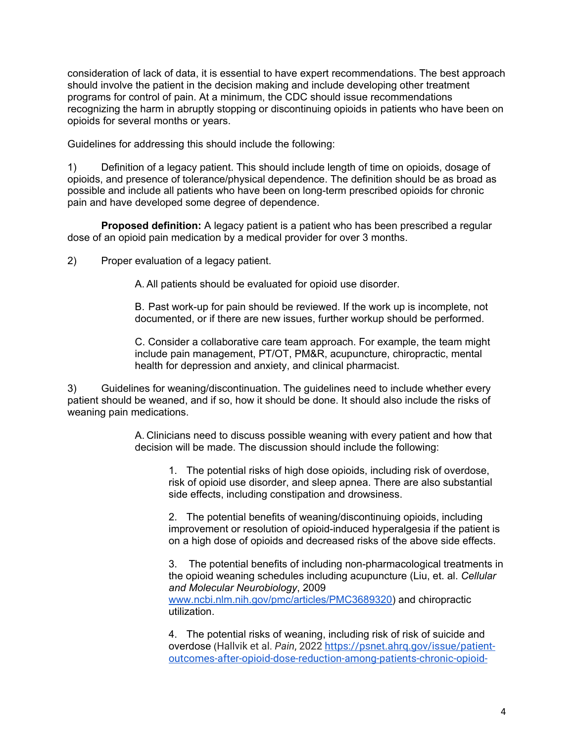consideration of lack of data, it is essential to have expert recommendations. The best approach should involve the patient in the decision making and include developing other treatment programs for control of pain. At a minimum, the CDC should issue recommendations recognizing the harm in abruptly stopping or discontinuing opioids in patients who have been on opioids for several months or years.

Guidelines for addressing this should include the following:

1) Definition of a legacy patient. This should include length of time on opioids, dosage of opioids, and presence of tolerance/physical dependence. The definition should be as broad as possible and include all patients who have been on long-term prescribed opioids for chronic pain and have developed some degree of dependence.

**Proposed definition:** A legacy patient is a patient who has been prescribed a regular dose of an opioid pain medication by a medical provider for over 3 months.

2) Proper evaluation of a legacy patient.

A. All patients should be evaluated for opioid use disorder.

B. Past work-up for pain should be reviewed. If the work up is incomplete, not documented, or if there are new issues, further workup should be performed.

C. Consider a collaborative care team approach. For example, the team might include pain management, PT/OT, PM&R, acupuncture, chiropractic, mental health for depression and anxiety, and clinical pharmacist.

3) Guidelines for weaning/discontinuation. The guidelines need to include whether every patient should be weaned, and if so, how it should be done. It should also include the risks of weaning pain medications.

A. Clinicians need to discuss possible weaning with every patient and how that decision will be made. The discussion should include the following:

1. The potential risks of high dose opioids, including risk of overdose, risk of opioid use disorder, and sleep apnea. There are also substantial side effects, including constipation and drowsiness.

2. The potential benefits of weaning/discontinuing opioids, including improvement or resolution of opioid-induced hyperalgesia if the patient is on a high dose of opioids and decreased risks of the above side effects.

3. The potential benefits of including non-pharmacological treatments in the opioid weaning schedules including acupuncture (Liu, et. al. *Cellular and Molecular Neurobiology*, 2009 [www.ncbi.nlm.nih.gov/pmc/articles/PMC3689320](http://www.ncbi.nlm.nih.gov/pmc/articles/PMC3689320)) and chiropractic utilization.

4. The potential risks of weaning, including risk of risk of suicide and overdose (Hallvik et al. *Pain,* 2022 https://psnet.ahrq.gov/issue/patient-outcomes-after-opioid-dose-reduction-among-patients-chronic-opioid-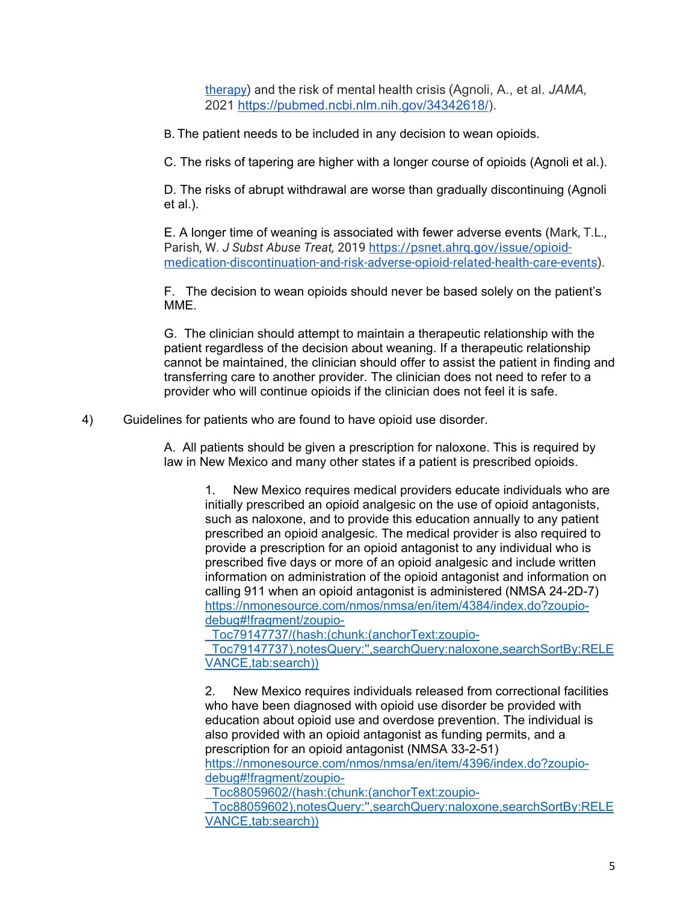therapy) and the risk of mental health crisis (Agnoli, A., et al. *JAMA,* 2021 https://pubmed.ncbi.nlm.nih.gov/34342618/).

B. The patient needs to be included in any decision to wean opioids.

C. The risks of tapering are higher with a longer course of opioids (Agnoli et al.).

D. The risks of abrupt withdrawal are worse than gradually discontinuing (Agnoli et al.).

E. A longer time of weaning is associated with fewer adverse events (Mark, T.L., Parish, W. *J Subst Abuse Treat,* 2019 https://psnet.ahrq.gov/issue/opioid-medication-discontinuation-and-risk-adverse-opioid-related-health-care-events).

F. The decision to wean opioids should never be based solely on the patient's MME.

G. The clinician should attempt to maintain a therapeutic relationship with the patient regardless of the decision about weaning. If a therapeutic relationship cannot be maintained, the clinician should offer to assist the patient in finding and transferring care to another provider. The clinician does not need to refer to a provider who will continue opioids if the clinician does not feel it is safe.

4) Guidelines for patients who are found to have opioid use disorder.

A. All patients should be given a prescription for naloxone. This is required by law in New Mexico and many other states if a patient is prescribed opioids.

1. New Mexico requires medical providers educate individuals who are initially prescribed an opioid analgesic on the use of opioid antagonists, such as naloxone, and to provide this education annually to any patient prescribed an opioid analgesic. The medical provider is also required to provide a prescription for an opioid antagonist to any individual who is prescribed five days or more of an opioid analgesic and include written information on administration of the opioid antagonist and information on calling 911 when an opioid antagonist is administered (NMSA 24-2D-7) https://nmonesource.com/nmos/nmsa/en/item/4384/index.do?zoupio-debug#!fragment/zoupio-_Toc79147737/(hash:(chunk:(anchorText:zoupio-_Toc79147737),notesQuery:'',searchQuery:naloxone,searchSortBy:RELEVANCE,tab:search))

2. New Mexico requires individuals released from correctional facilities who have been diagnosed with opioid use disorder be provided with education about opioid use and overdose prevention. The individual is also provided with an opioid antagonist as funding permits, and a prescription for an opioid antagonist (NMSA 33-2-51) https://nmonesource.com/nmos/nmsa/en/item/4396/index.do?zoupio-debug#!fragment/zoupio-_Toc88059602/(hash:(chunk:(anchorText:zoupio-_Toc88059602),notesQuery:'',searchQuery:naloxone,searchSortBy:RELEVANCE,tab:search))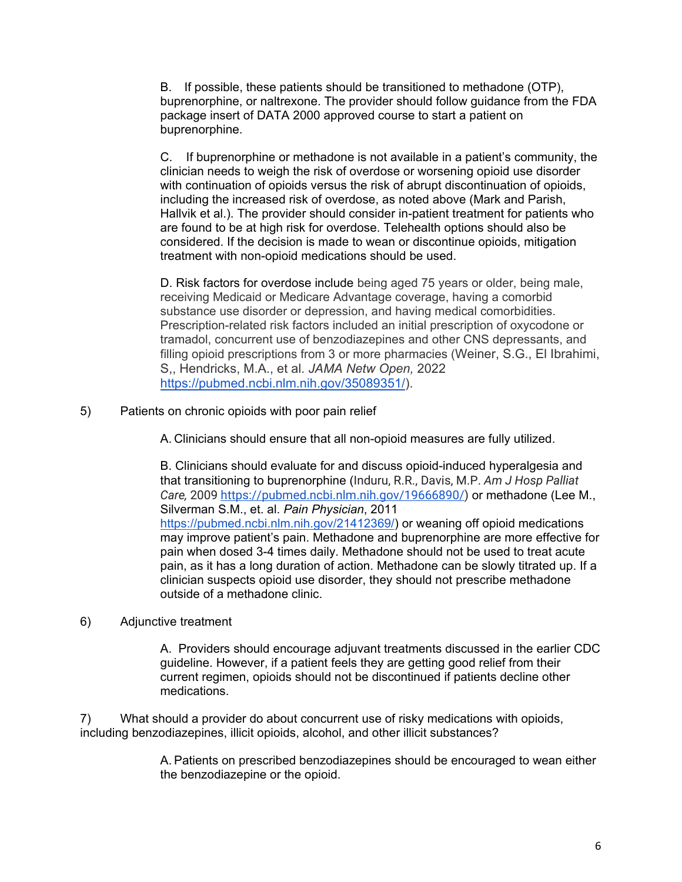B. If possible, these patients should be transitioned to methadone (OTP), buprenorphine, or naltrexone. The provider should follow guidance from the FDA package insert of DATA 2000 approved course to start a patient on buprenorphine.

C. If buprenorphine or methadone is not available in a patient's community, the clinician needs to weigh the risk of overdose or worsening opioid use disorder with continuation of opioids versus the risk of abrupt discontinuation of opioids, including the increased risk of overdose, as noted above (Mark and Parish, Hallvik et al.). The provider should consider in-patient treatment for patients who are found to be at high risk for overdose. Telehealth options should also be considered. If the decision is made to wean or discontinue opioids, mitigation treatment with non-opioid medications should be used.

D. Risk factors for overdose include being aged 75 years or older, being male, receiving Medicaid or Medicare Advantage coverage, having a comorbid substance use disorder or depression, and having medical comorbidities. Prescription-related risk factors included an initial prescription of oxycodone or tramadol, concurrent use of benzodiazepines and other CNS depressants, and filling opioid prescriptions from 3 or more pharmacies (Weiner, S.G., El Ibrahimi, S,, Hendricks, M.A., et al. *JAMA Netw Open,* 2022 https://pubmed.ncbi.nlm.nih.gov/35089351/).

5) Patients on chronic opioids with poor pain relief

A. Clinicians should ensure that all non-opioid measures are fully utilized.

B. Clinicians should evaluate for and discuss opioid-induced hyperalgesia and that transitioning to buprenorphine (Induru, R.R., Davis, M.P. *Am J Hosp Palliat Care,* 2009 https://pubmed.ncbi.nlm.nih.gov/19666890/) or methadone (Lee M., Silverman S.M., et. al. *Pain Physician*, 2011 https://pubmed.ncbi.nlm.nih.gov/21412369/) or weaning off opioid medications may improve patient's pain. Methadone and buprenorphine are more effective for pain when dosed 3-4 times daily. Methadone should not be used to treat acute pain, as it has a long duration of action. Methadone can be slowly titrated up. If a clinician suspects opioid use disorder, they should not prescribe methadone outside of a methadone clinic.

6) Adjunctive treatment

A. Providers should encourage adjuvant treatments discussed in the earlier CDC guideline. However, if a patient feels they are getting good relief from their current regimen, opioids should not be discontinued if patients decline other medications.

7) What should a provider do about concurrent use of risky medications with opioids, including benzodiazepines, illicit opioids, alcohol, and other illicit substances?

A. Patients on prescribed benzodiazepines should be encouraged to wean either the benzodiazepine or the opioid.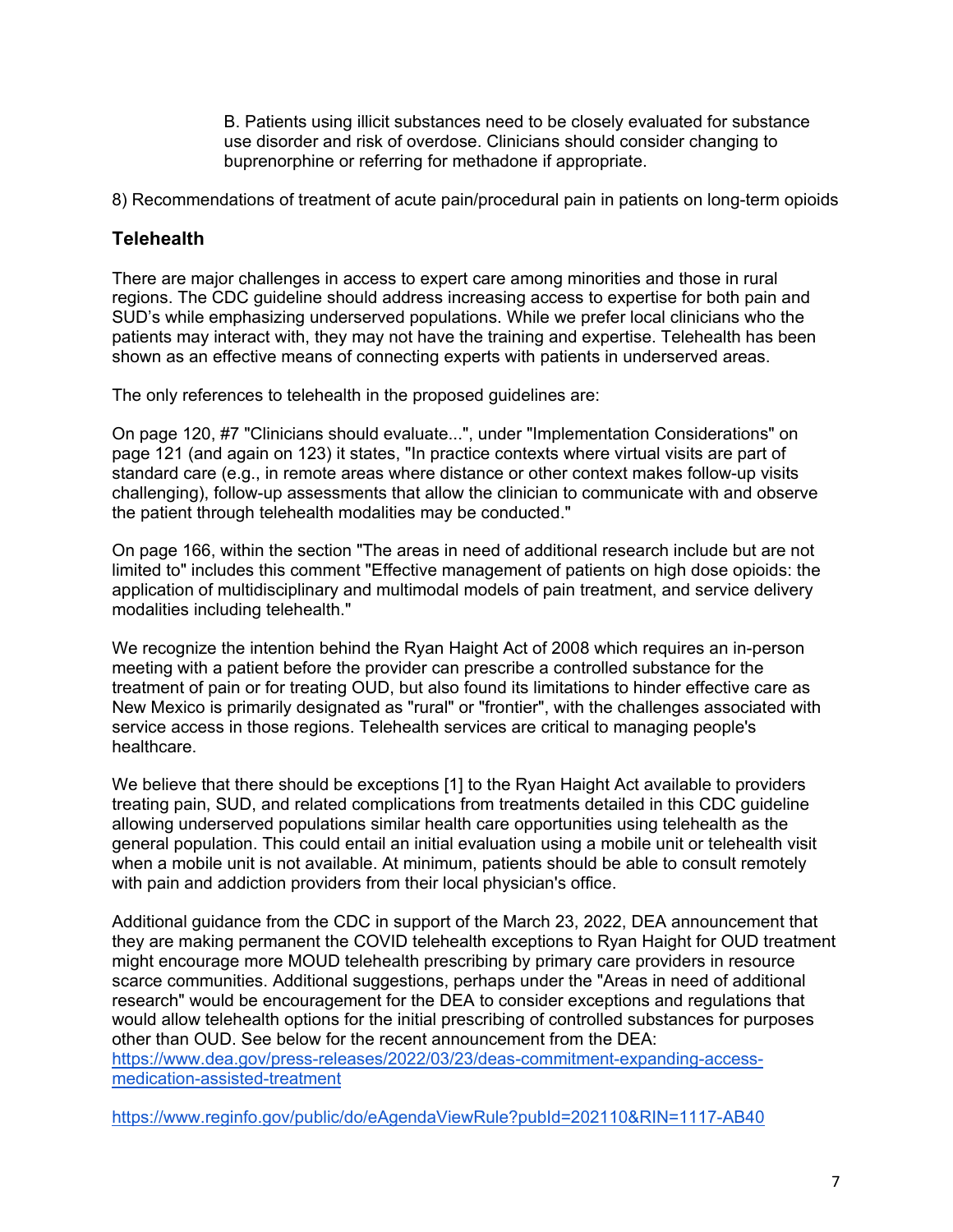B. Patients using illicit substances need to be closely evaluated for substance use disorder and risk of overdose. Clinicians should consider changing to buprenorphine or referring for methadone if appropriate.

8) Recommendations of treatment of acute pain/procedural pain in patients on long-term opioids

## Telehealth

There are major challenges in access to expert care among minorities and those in rural regions. The CDC guideline should address increasing access to expertise for both pain and SUD's while emphasizing underserved populations. While we prefer local clinicians who the patients may interact with, they may not have the training and expertise. Telehealth has been shown as an effective means of connecting experts with patients in underserved areas.

The only references to telehealth in the proposed guidelines are:

On page 120, #7 "Clinicians should evaluate...", under "Implementation Considerations" on page 121 (and again on 123) it states, "In practice contexts where virtual visits are part of standard care (e.g., in remote areas where distance or other context makes follow-up visits challenging), follow-up assessments that allow the clinician to communicate with and observe the patient through telehealth modalities may be conducted."

On page 166, within the section "The areas in need of additional research include but are not limited to" includes this comment "Effective management of patients on high dose opioids: the application of multidisciplinary and multimodal models of pain treatment, and service delivery modalities including telehealth."

We recognize the intention behind the Ryan Haight Act of 2008 which requires an in-person meeting with a patient before the provider can prescribe a controlled substance for the treatment of pain or for treating OUD, but also found its limitations to hinder effective care as New Mexico is primarily designated as "rural" or "frontier", with the challenges associated with service access in those regions. Telehealth services are critical to managing people's healthcare.

We believe that there should be exceptions [1] to the Ryan Haight Act available to providers treating pain, SUD, and related complications from treatments detailed in this CDC guideline allowing underserved populations similar health care opportunities using telehealth as the general population. This could entail an initial evaluation using a mobile unit or telehealth visit when a mobile unit is not available. At minimum, patients should be able to consult remotely with pain and addiction providers from their local physician's office.

Additional guidance from the CDC in support of the March 23, 2022, DEA announcement that they are making permanent the COVID telehealth exceptions to Ryan Haight for OUD treatment might encourage more MOUD telehealth prescribing by primary care providers in resource scarce communities. Additional suggestions, perhaps under the "Areas in need of additional research" would be encouragement for the DEA to consider exceptions and regulations that would allow telehealth options for the initial prescribing of controlled substances for purposes other than OUD. See below for the recent announcement from the DEA:
https://www.dea.gov/press-releases/2022/03/23/deas-commitment-expanding-access-medication-assisted-treatment

https://www.reginfo.gov/public/do/eAgendaViewRule?pubId=202110&RIN=1117-AB40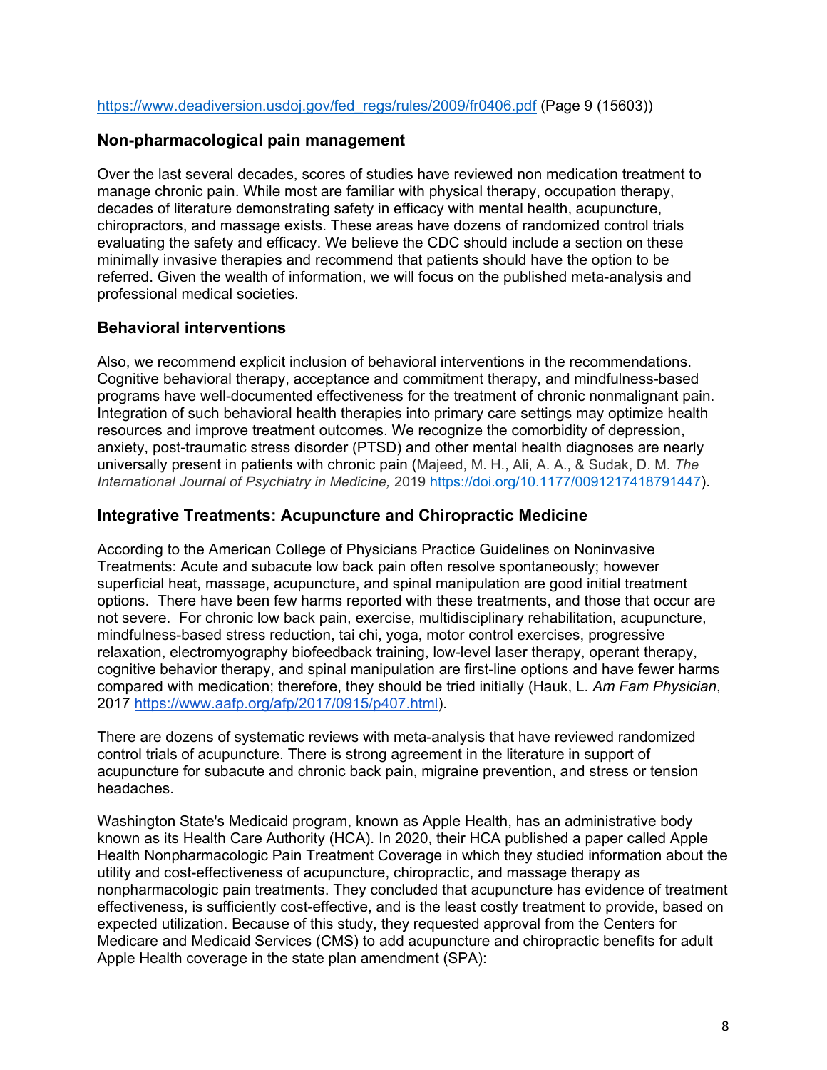https://www.deadiversion.usdoj.gov/fed_regs/rules/2009/fr0406.pdf (Page 9 (15603))

## Non-pharmacological pain management

Over the last several decades, scores of studies have reviewed non medication treatment to manage chronic pain. While most are familiar with physical therapy, occupation therapy, decades of literature demonstrating safety in efficacy with mental health, acupuncture, chiropractors, and massage exists. These areas have dozens of randomized control trials evaluating the safety and efficacy. We believe the CDC should include a section on these minimally invasive therapies and recommend that patients should have the option to be referred. Given the wealth of information, we will focus on the published meta-analysis and professional medical societies.

## Behavioral interventions

Also, we recommend explicit inclusion of behavioral interventions in the recommendations. Cognitive behavioral therapy, acceptance and commitment therapy, and mindfulness-based programs have well-documented effectiveness for the treatment of chronic nonmalignant pain. Integration of such behavioral health therapies into primary care settings may optimize health resources and improve treatment outcomes. We recognize the comorbidity of depression, anxiety, post-traumatic stress disorder (PTSD) and other mental health diagnoses are nearly universally present in patients with chronic pain (Majeed, M. H., Ali, A. A., & Sudak, D. M. *The International Journal of Psychiatry in Medicine,* 2019 https://doi.org/10.1177/0091217418791447).

## Integrative Treatments: Acupuncture and Chiropractic Medicine

According to the American College of Physicians Practice Guidelines on Noninvasive Treatments: Acute and subacute low back pain often resolve spontaneously; however superficial heat, massage, acupuncture, and spinal manipulation are good initial treatment options. There have been few harms reported with these treatments, and those that occur are not severe. For chronic low back pain, exercise, multidisciplinary rehabilitation, acupuncture, mindfulness-based stress reduction, tai chi, yoga, motor control exercises, progressive relaxation, electromyography biofeedback training, low-level laser therapy, operant therapy, cognitive behavior therapy, and spinal manipulation are first-line options and have fewer harms compared with medication; therefore, they should be tried initially (Hauk, L. *Am Fam Physician*, 2017 https://www.aafp.org/afp/2017/0915/p407.html).

There are dozens of systematic reviews with meta-analysis that have reviewed randomized control trials of acupuncture. There is strong agreement in the literature in support of acupuncture for subacute and chronic back pain, migraine prevention, and stress or tension headaches.

Washington State's Medicaid program, known as Apple Health, has an administrative body known as its Health Care Authority (HCA). In 2020, their HCA published a paper called Apple Health Nonpharmacologic Pain Treatment Coverage in which they studied information about the utility and cost-effectiveness of acupuncture, chiropractic, and massage therapy as nonpharmacologic pain treatments. They concluded that acupuncture has evidence of treatment effectiveness, is sufficiently cost-effective, and is the least costly treatment to provide, based on expected utilization. Because of this study, they requested approval from the Centers for Medicare and Medicaid Services (CMS) to add acupuncture and chiropractic benefits for adult Apple Health coverage in the state plan amendment (SPA):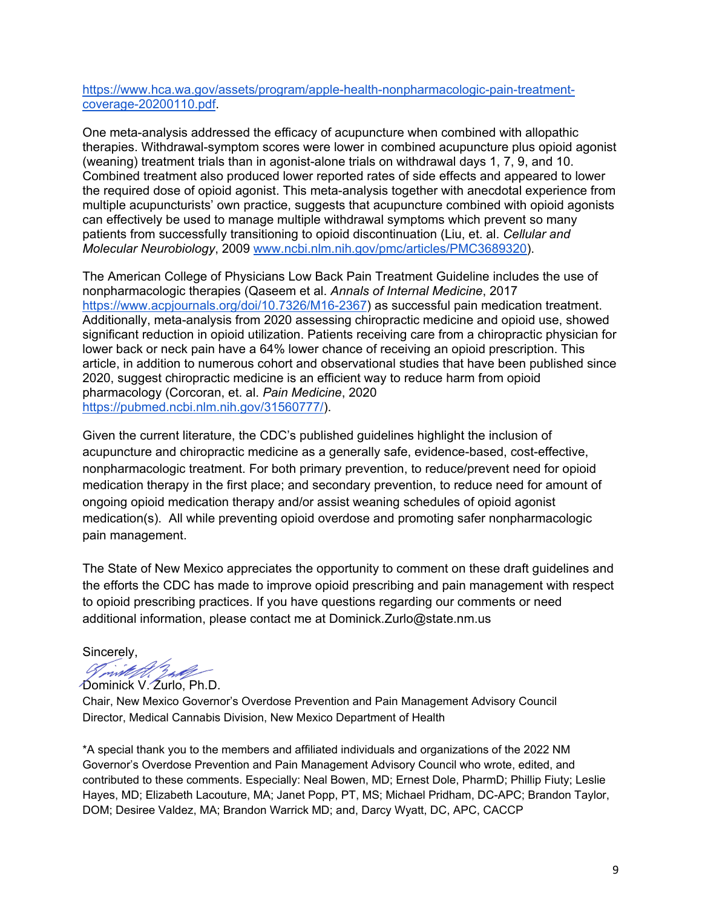https://www.hca.wa.gov/assets/program/apple-health-nonpharmacologic-pain-treatment-coverage-20200110.pdf.

One meta-analysis addressed the efficacy of acupuncture when combined with allopathic therapies. Withdrawal-symptom scores were lower in combined acupuncture plus opioid agonist (weaning) treatment trials than in agonist-alone trials on withdrawal days 1, 7, 9, and 10. Combined treatment also produced lower reported rates of side effects and appeared to lower the required dose of opioid agonist. This meta-analysis together with anecdotal experience from multiple acupuncturists' own practice, suggests that acupuncture combined with opioid agonists can effectively be used to manage multiple withdrawal symptoms which prevent so many patients from successfully transitioning to opioid discontinuation (Liu, et. al. *Cellular and Molecular Neurobiology*, 2009 www.ncbi.nlm.nih.gov/pmc/articles/PMC3689320).

The American College of Physicians Low Back Pain Treatment Guideline includes the use of nonpharmacologic therapies (Qaseem et al. *Annals of Internal Medicine*, 2017 https://www.acpjournals.org/doi/10.7326/M16-2367) as successful pain medication treatment. Additionally, meta-analysis from 2020 assessing chiropractic medicine and opioid use, showed significant reduction in opioid utilization. Patients receiving care from a chiropractic physician for lower back or neck pain have a 64% lower chance of receiving an opioid prescription. This article, in addition to numerous cohort and observational studies that have been published since 2020, suggest chiropractic medicine is an efficient way to reduce harm from opioid pharmacology (Corcoran, et. al. *Pain Medicine*, 2020 https://pubmed.ncbi.nlm.nih.gov/31560777/).

Given the current literature, the CDC's published guidelines highlight the inclusion of acupuncture and chiropractic medicine as a generally safe, evidence-based, cost-effective, nonpharmacologic treatment. For both primary prevention, to reduce/prevent need for opioid medication therapy in the first place; and secondary prevention, to reduce need for amount of ongoing opioid medication therapy and/or assist weaning schedules of opioid agonist medication(s). All while preventing opioid overdose and promoting safer nonpharmacologic pain management.

The State of New Mexico appreciates the opportunity to comment on these draft guidelines and the efforts the CDC has made to improve opioid prescribing and pain management with respect to opioid prescribing practices. If you have questions regarding our comments or need additional information, please contact me at Dominick.Zurlo@state.nm.us

Sincerely,

Dominick V. Zurlo, Ph.D.
Chair, New Mexico Governor's Overdose Prevention and Pain Management Advisory Council
Director, Medical Cannabis Division, New Mexico Department of Health

*A special thank you to the members and affiliated individuals and organizations of the 2022 NM Governor's Overdose Prevention and Pain Management Advisory Council who wrote, edited, and contributed to these comments. Especially: Neal Bowen, MD; Ernest Dole, PharmD; Phillip Fiuty; Leslie Hayes, MD; Elizabeth Lacouture, MA; Janet Popp, PT, MS; Michael Pridham, DC-APC; Brandon Taylor, DOM; Desiree Valdez, MA; Brandon Warrick MD; and, Darcy Wyatt, DC, APC, CACCP